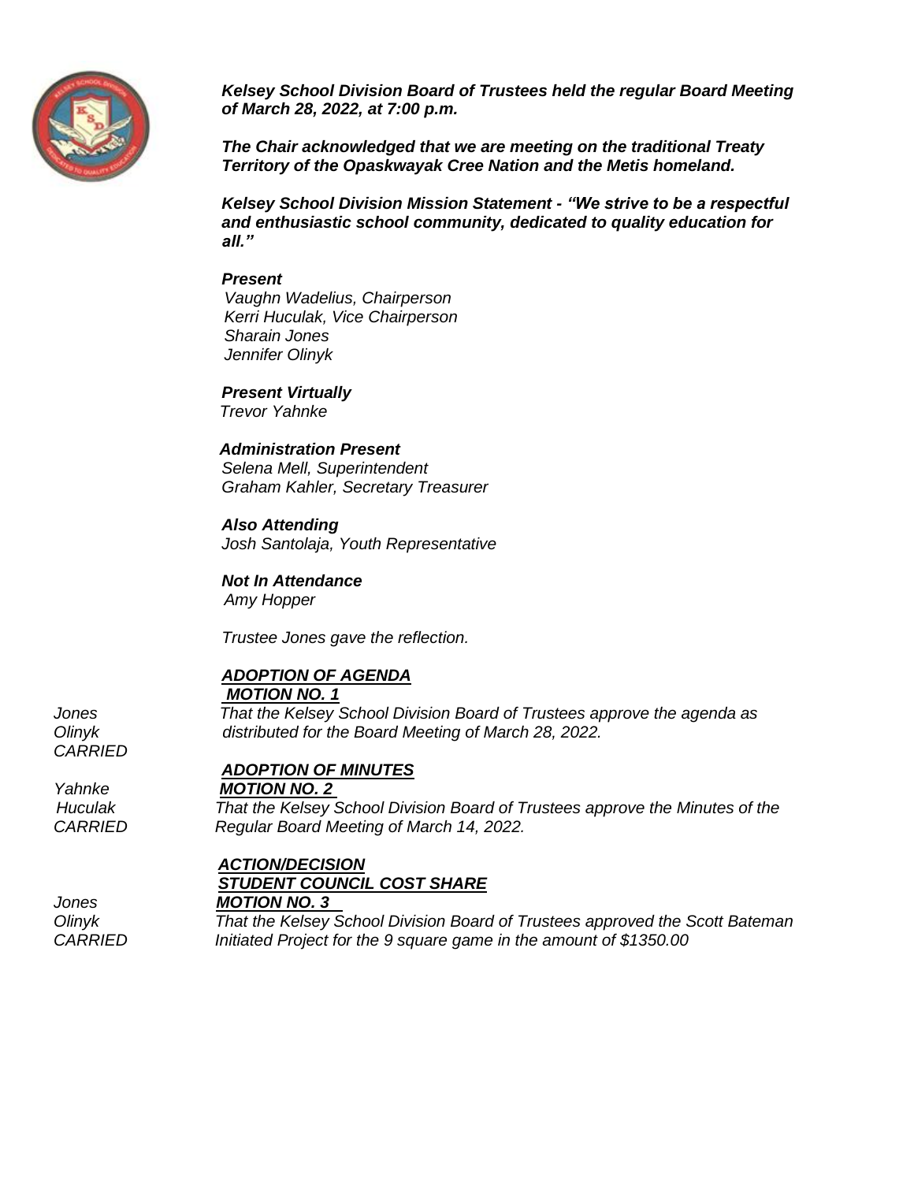***Kelsey School Division Board of Trustees held the regular Board Meeting of March 28, 2022, at 7:00 p.m.***

***The Chair acknowledged that we are meeting on the traditional Treaty Territory of the Opaskwayak Cree Nation and the Metis homeland.***

***Kelsey School Division Mission Statement - "We strive to be a respectful and enthusiastic school community, dedicated to quality education for all."***

***Present***
*Vaughn Wadelius, Chairperson*
*Kerri Huculak, Vice Chairperson*
*Sharain Jones*
*Jennifer Olinyk*

***Present Virtually***
*Trevor Yahnke*

***Administration Present***
*Selena Mell, Superintendent*
*Graham Kahler, Secretary Treasurer*

***Also Attending***
*Josh Santolaja, Youth Representative*

***Not In Attendance***
*Amy Hopper*

*Trustee Jones gave the reflection.*

***ADOPTION OF AGENDA***
***MOTION NO. 1***

*Jones*
*Olinyk*
*CARRIED*

*That the Kelsey School Division Board of Trustees approve the agenda as distributed for the Board Meeting of March 28, 2022.*

***ADOPTION OF MINUTES***
***MOTION NO. 2***

*Yahnke*
*Huculak*
*CARRIED*

*That the Kelsey School Division Board of Trustees approve the Minutes of the Regular Board Meeting of March 14, 2022.*

***ACTION/DECISION***
***STUDENT COUNCIL COST SHARE***
***MOTION NO. 3***

*Jones*
*Olinyk*
*CARRIED*

*That the Kelsey School Division Board of Trustees approved the Scott Bateman Initiated Project for the 9 square game in the amount of $1350.00*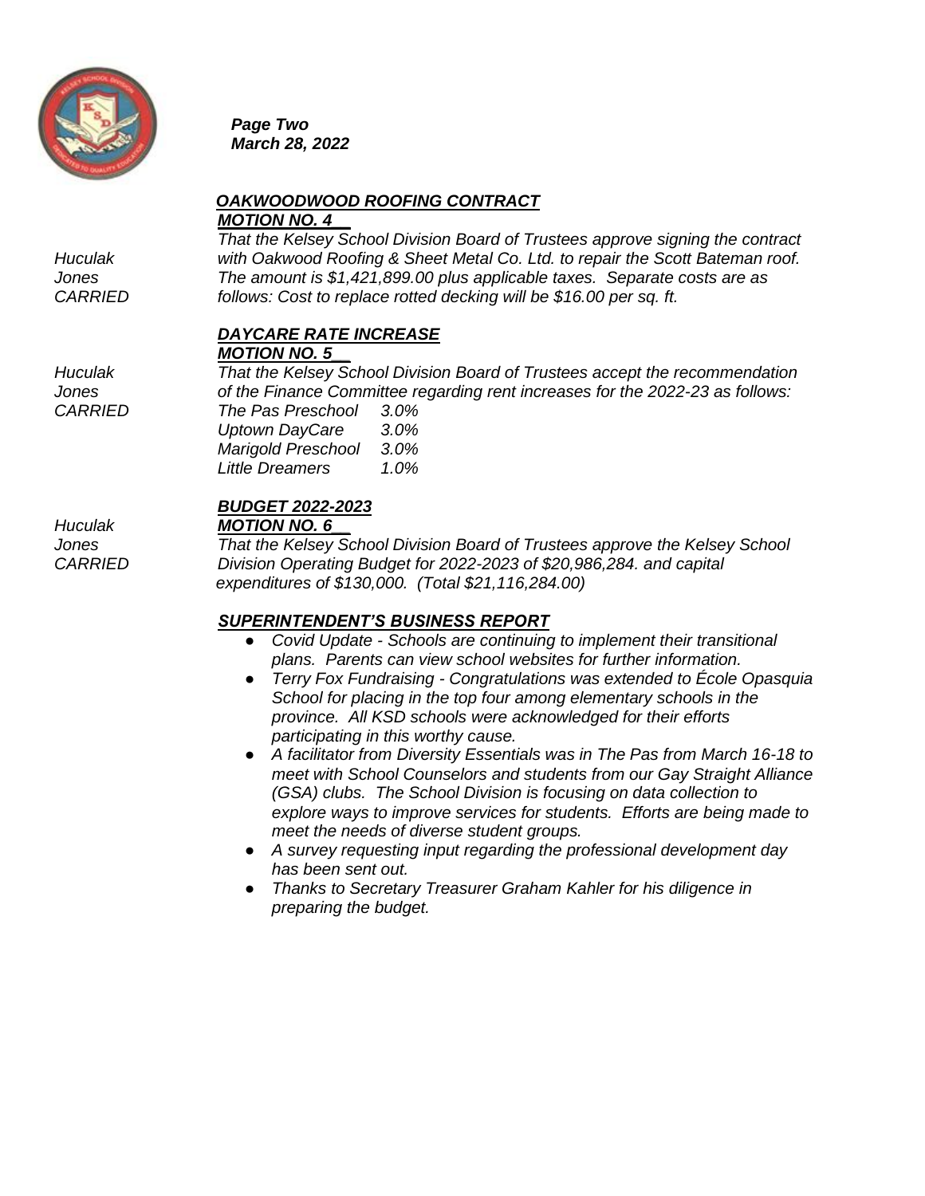***Page Two***
***March 28, 2022***

***OAKWOODWOOD ROOFING CONTRACT***

***MOTION NO. 4__***

*Huculak*
*Jones*
*CARRIED*

*That the Kelsey School Division Board of Trustees approve signing the contract with Oakwood Roofing & Sheet Metal Co. Ltd. to repair the Scott Bateman roof. The amount is $1,421,899.00 plus applicable taxes. Separate costs are as follows: Cost to replace rotted decking will be $16.00 per sq. ft.*

***DAYCARE RATE INCREASE***

***MOTION NO. 5__***

*Huculak*
*Jones*
*CARRIED*

*That the Kelsey School Division Board of Trustees accept the recommendation of the Finance Committee regarding rent increases for the 2022-23 as follows:*

| | |
|---|---|
| *The Pas Preschool* | *3.0%* |
| *Uptown DayCare* | *3.0%* |
| *Marigold Preschool* | *3.0%* |
| *Little Dreamers* | *1.0%* |

***BUDGET 2022-2023***

***MOTION NO. 6__***

*Huculak*
*Jones*
*CARRIED*

*That the Kelsey School Division Board of Trustees approve the Kelsey School Division Operating Budget for 2022-2023 of $20,986,284. and capital expenditures of $130,000. (Total $21,116,284.00)*

***SUPERINTENDENT'S BUSINESS REPORT***

- *Covid Update - Schools are continuing to implement their transitional plans. Parents can view school websites for further information.*
- *Terry Fox Fundraising - Congratulations was extended to École Opasquia School for placing in the top four among elementary schools in the province. All KSD schools were acknowledged for their efforts participating in this worthy cause.*
- *A facilitator from Diversity Essentials was in The Pas from March 16-18 to meet with School Counselors and students from our Gay Straight Alliance (GSA) clubs. The School Division is focusing on data collection to explore ways to improve services for students. Efforts are being made to meet the needs of diverse student groups.*
- *A survey requesting input regarding the professional development day has been sent out.*
- *Thanks to Secretary Treasurer Graham Kahler for his diligence in preparing the budget.*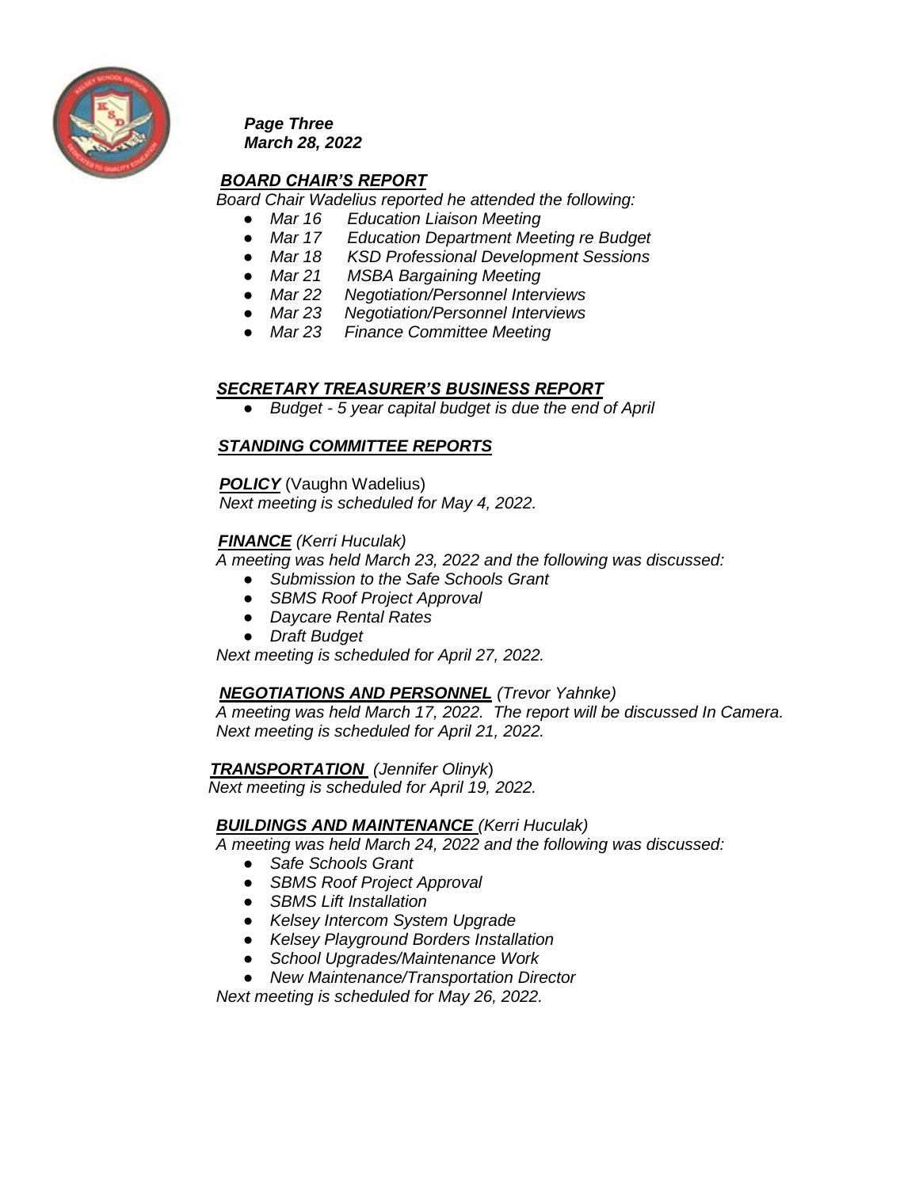*Page Three*
*March 28, 2022*

## ***BOARD CHAIR'S REPORT***

*Board Chair Wadelius reported he attended the following:*

- *Mar 16 Education Liaison Meeting*
- *Mar 17 Education Department Meeting re Budget*
- *Mar 18 KSD Professional Development Sessions*
- *Mar 21 MSBA Bargaining Meeting*
- *Mar 22 Negotiation/Personnel Interviews*
- *Mar 23 Negotiation/Personnel Interviews*
- *Mar 23 Finance Committee Meeting*

## ***SECRETARY TREASURER'S BUSINESS REPORT***

- *Budget - 5 year capital budget is due the end of April*

## ***STANDING COMMITTEE REPORTS***

***POLICY*** (Vaughn Wadelius)
*Next meeting is scheduled for May 4, 2022.*

***FINANCE*** *(Kerri Huculak)*
*A meeting was held March 23, 2022 and the following was discussed:*

- *Submission to the Safe Schools Grant*
- *SBMS Roof Project Approval*
- *Daycare Rental Rates*
- *Draft Budget*

*Next meeting is scheduled for April 27, 2022.*

***NEGOTIATIONS AND PERSONNEL*** *(Trevor Yahnke)*
*A meeting was held March 17, 2022. The report will be discussed In Camera.*
*Next meeting is scheduled for April 21, 2022.*

***TRANSPORTATION*** *(Jennifer Olinyk)*
*Next meeting is scheduled for April 19, 2022.*

***BUILDINGS AND MAINTENANCE*** *(Kerri Huculak)*
*A meeting was held March 24, 2022 and the following was discussed:*

- *Safe Schools Grant*
- *SBMS Roof Project Approval*
- *SBMS Lift Installation*
- *Kelsey Intercom System Upgrade*
- *Kelsey Playground Borders Installation*
- *School Upgrades/Maintenance Work*
- *New Maintenance/Transportation Director*

*Next meeting is scheduled for May 26, 2022.*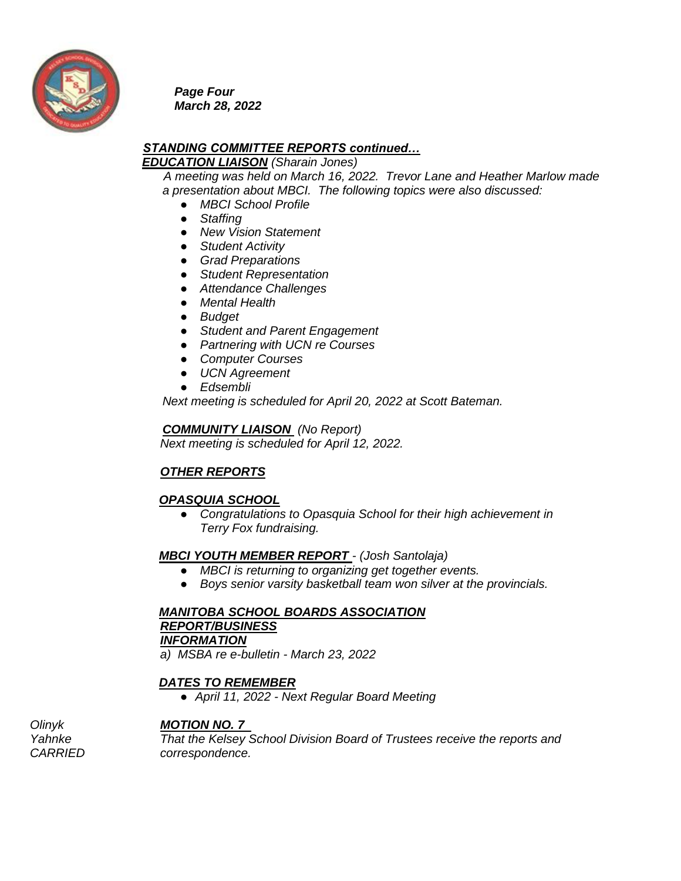*Page Four*
*March 28, 2022*

***STANDING COMMITTEE REPORTS continued…***

***EDUCATION LIAISON*** *(Sharain Jones)*

*A meeting was held on March 16, 2022. Trevor Lane and Heather Marlow made a presentation about MBCI. The following topics were also discussed:*

- *MBCI School Profile*
- *Staffing*
- *New Vision Statement*
- *Student Activity*
- *Grad Preparations*
- *Student Representation*
- *Attendance Challenges*
- *Mental Health*
- *Budget*
- *Student and Parent Engagement*
- *Partnering with UCN re Courses*
- *Computer Courses*
- *UCN Agreement*
- *Edsembli*

*Next meeting is scheduled for April 20, 2022 at Scott Bateman.*

***COMMUNITY LIAISON*** *(No Report)*

*Next meeting is scheduled for April 12, 2022.*

***OTHER REPORTS***

***OPASQUIA SCHOOL***

- *Congratulations to Opasquia School for their high achievement in Terry Fox fundraising.*

***MBCI YOUTH MEMBER REPORT*** *- (Josh Santolaja)*

- *MBCI is returning to organizing get together events.*
- *Boys senior varsity basketball team won silver at the provincials.*

***MANITOBA SCHOOL BOARDS ASSOCIATION REPORT/BUSINESS***

***INFORMATION***

*a) MSBA re e-bulletin - March 23, 2022*

***DATES TO REMEMBER***

- *April 11, 2022 - Next Regular Board Meeting*

*Olinyk*
*Yahnke*
*CARRIED*

***MOTION NO. 7***

*That the Kelsey School Division Board of Trustees receive the reports and correspondence.*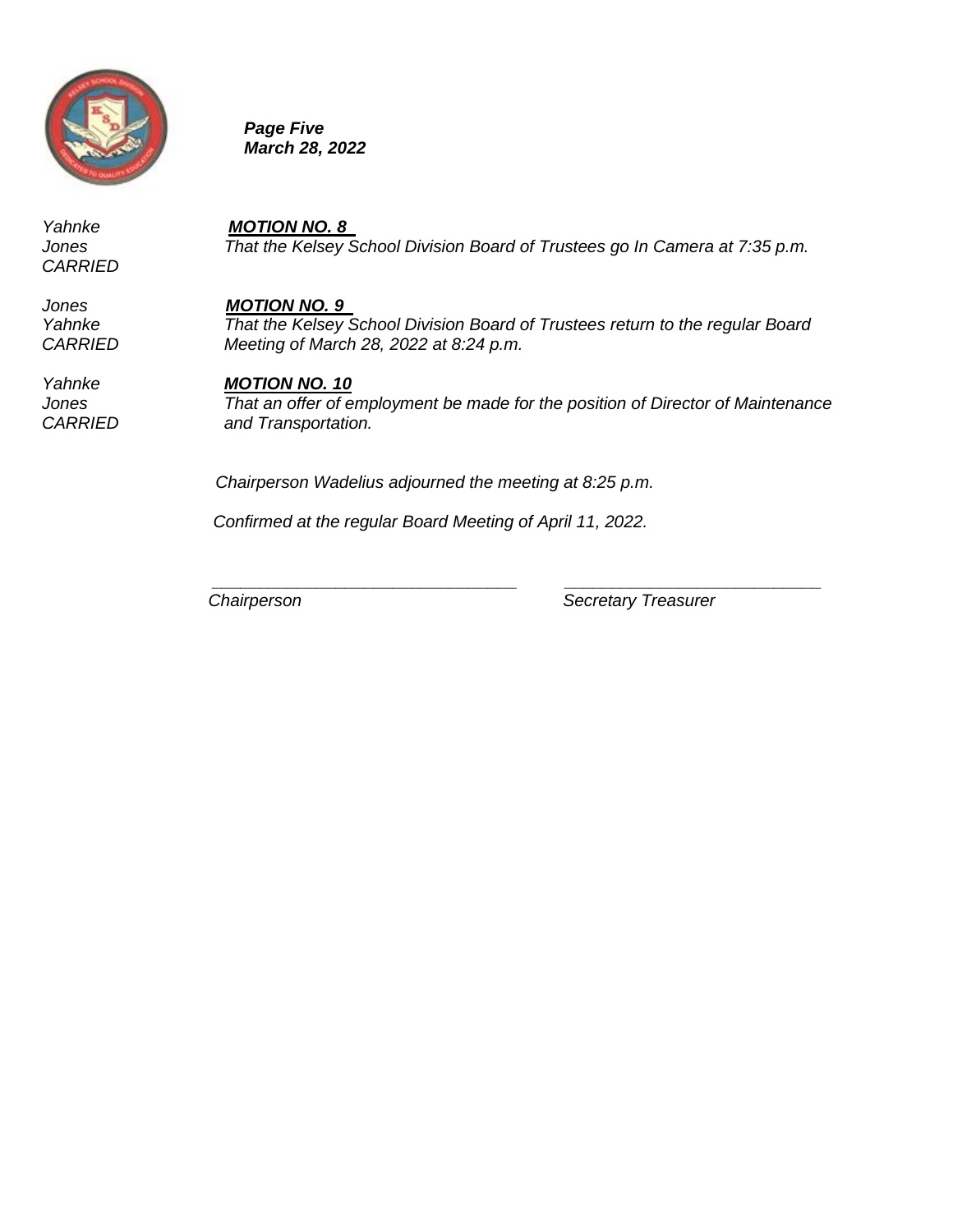***Page Five***
***March 28, 2022***

*Yahnke*
*Jones*
*CARRIED*

***MOTION NO. 8***
*That the Kelsey School Division Board of Trustees go In Camera at 7:35 p.m.*

*Jones*
*Yahnke*
*CARRIED*

***MOTION NO. 9***
*That the Kelsey School Division Board of Trustees return to the regular Board Meeting of March 28, 2022 at 8:24 p.m.*

*Yahnke*
*Jones*
*CARRIED*

***MOTION NO. 10***
*That an offer of employment be made for the position of Director of Maintenance and Transportation.*

*Chairperson Wadelius adjourned the meeting at 8:25 p.m.*

*Confirmed at the regular Board Meeting of April 11, 2022.*

| | |
|---|---|
| *______________________________* | *______________________________* |
| *Chairperson* | *Secretary Treasurer* |